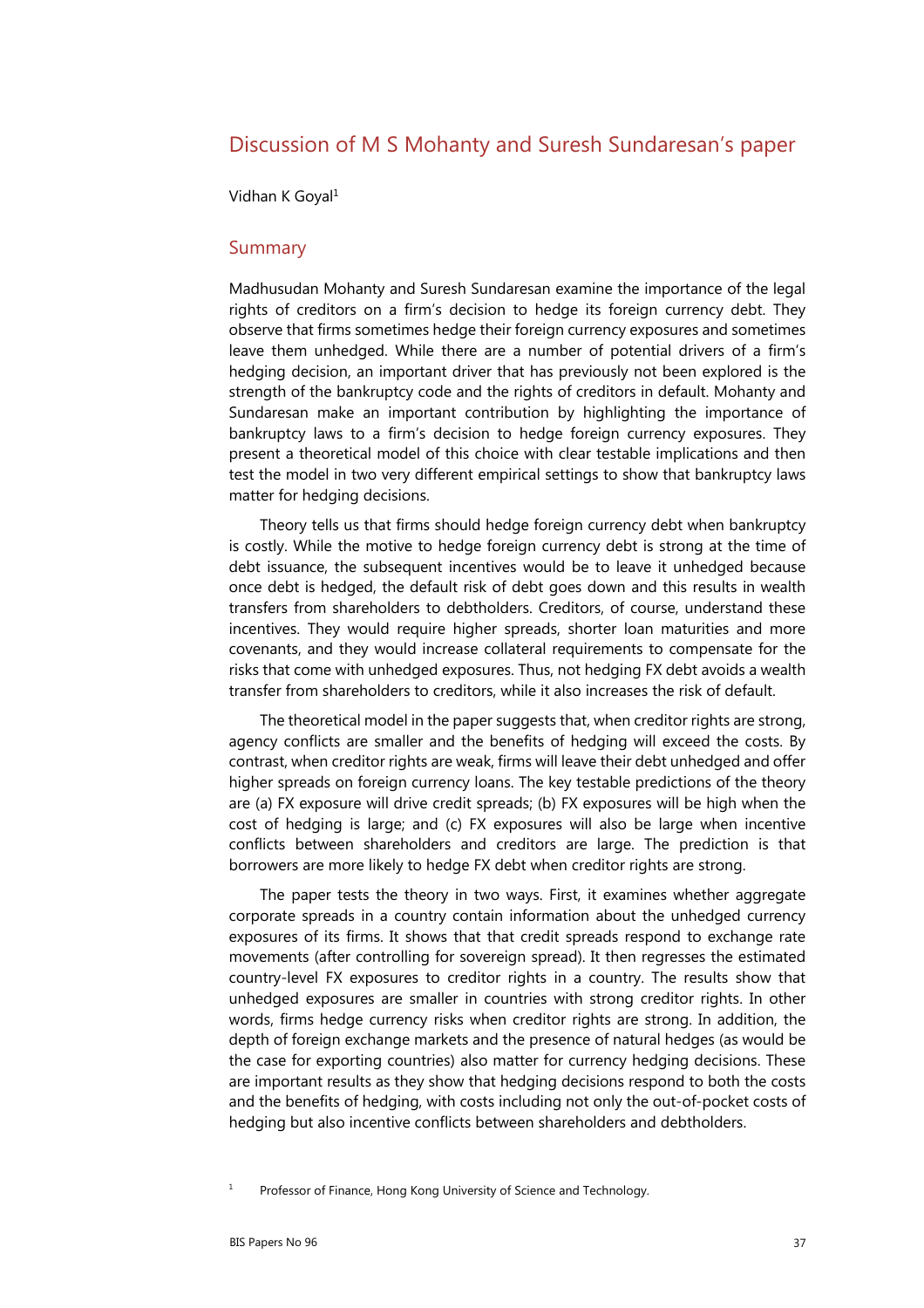# Discussion of M S Mohanty and Suresh Sundaresan's paper

Vidhan K Goyal[1]

## Summary

Madhusudan Mohanty and Suresh Sundaresan examine the importance of the legal rights of creditors on a firm's decision to hedge its foreign currency debt. They observe that firms sometimes hedge their foreign currency exposures and sometimes leave them unhedged. While there are a number of potential drivers of a firm's hedging decision, an important driver that has previously not been explored is the strength of the bankruptcy code and the rights of creditors in default. Mohanty and Sundaresan make an important contribution by highlighting the importance of bankruptcy laws to a firm's decision to hedge foreign currency exposures. They present a theoretical model of this choice with clear testable implications and then test the model in two very different empirical settings to show that bankruptcy laws matter for hedging decisions.

Theory tells us that firms should hedge foreign currency debt when bankruptcy is costly. While the motive to hedge foreign currency debt is strong at the time of debt issuance, the subsequent incentives would be to leave it unhedged because once debt is hedged, the default risk of debt goes down and this results in wealth transfers from shareholders to debtholders. Creditors, of course, understand these incentives. They would require higher spreads, shorter loan maturities and more covenants, and they would increase collateral requirements to compensate for the risks that come with unhedged exposures. Thus, not hedging FX debt avoids a wealth transfer from shareholders to creditors, while it also increases the risk of default.

The theoretical model in the paper suggests that, when creditor rights are strong, agency conflicts are smaller and the benefits of hedging will exceed the costs. By contrast, when creditor rights are weak, firms will leave their debt unhedged and offer higher spreads on foreign currency loans. The key testable predictions of the theory are (a) FX exposure will drive credit spreads; (b) FX exposures will be high when the cost of hedging is large; and (c) FX exposures will also be large when incentive conflicts between shareholders and creditors are large. The prediction is that borrowers are more likely to hedge FX debt when creditor rights are strong.

The paper tests the theory in two ways. First, it examines whether aggregate corporate spreads in a country contain information about the unhedged currency exposures of its firms. It shows that that credit spreads respond to exchange rate movements (after controlling for sovereign spread). It then regresses the estimated country-level FX exposures to creditor rights in a country. The results show that unhedged exposures are smaller in countries with strong creditor rights. In other words, firms hedge currency risks when creditor rights are strong. In addition, the depth of foreign exchange markets and the presence of natural hedges (as would be the case for exporting countries) also matter for currency hedging decisions. These are important results as they show that hedging decisions respond to both the costs and the benefits of hedging, with costs including not only the out-of-pocket costs of hedging but also incentive conflicts between shareholders and debtholders.

[1] Professor of Finance, Hong Kong University of Science and Technology.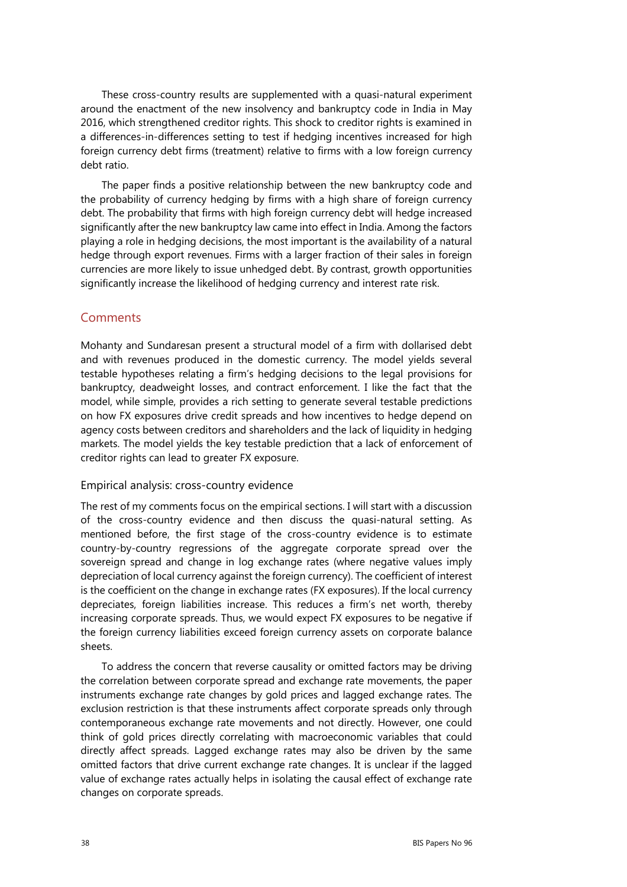These cross-country results are supplemented with a quasi-natural experiment around the enactment of the new insolvency and bankruptcy code in India in May 2016, which strengthened creditor rights. This shock to creditor rights is examined in a differences-in-differences setting to test if hedging incentives increased for high foreign currency debt firms (treatment) relative to firms with a low foreign currency debt ratio.

The paper finds a positive relationship between the new bankruptcy code and the probability of currency hedging by firms with a high share of foreign currency debt. The probability that firms with high foreign currency debt will hedge increased significantly after the new bankruptcy law came into effect in India. Among the factors playing a role in hedging decisions, the most important is the availability of a natural hedge through export revenues. Firms with a larger fraction of their sales in foreign currencies are more likely to issue unhedged debt. By contrast, growth opportunities significantly increase the likelihood of hedging currency and interest rate risk.

## Comments

Mohanty and Sundaresan present a structural model of a firm with dollarised debt and with revenues produced in the domestic currency. The model yields several testable hypotheses relating a firm's hedging decisions to the legal provisions for bankruptcy, deadweight losses, and contract enforcement. I like the fact that the model, while simple, provides a rich setting to generate several testable predictions on how FX exposures drive credit spreads and how incentives to hedge depend on agency costs between creditors and shareholders and the lack of liquidity in hedging markets. The model yields the key testable prediction that a lack of enforcement of creditor rights can lead to greater FX exposure.

### Empirical analysis: cross-country evidence

The rest of my comments focus on the empirical sections. I will start with a discussion of the cross-country evidence and then discuss the quasi-natural setting. As mentioned before, the first stage of the cross-country evidence is to estimate country-by-country regressions of the aggregate corporate spread over the sovereign spread and change in log exchange rates (where negative values imply depreciation of local currency against the foreign currency). The coefficient of interest is the coefficient on the change in exchange rates (FX exposures). If the local currency depreciates, foreign liabilities increase. This reduces a firm's net worth, thereby increasing corporate spreads. Thus, we would expect FX exposures to be negative if the foreign currency liabilities exceed foreign currency assets on corporate balance sheets.

To address the concern that reverse causality or omitted factors may be driving the correlation between corporate spread and exchange rate movements, the paper instruments exchange rate changes by gold prices and lagged exchange rates. The exclusion restriction is that these instruments affect corporate spreads only through contemporaneous exchange rate movements and not directly. However, one could think of gold prices directly correlating with macroeconomic variables that could directly affect spreads. Lagged exchange rates may also be driven by the same omitted factors that drive current exchange rate changes. It is unclear if the lagged value of exchange rates actually helps in isolating the causal effect of exchange rate changes on corporate spreads.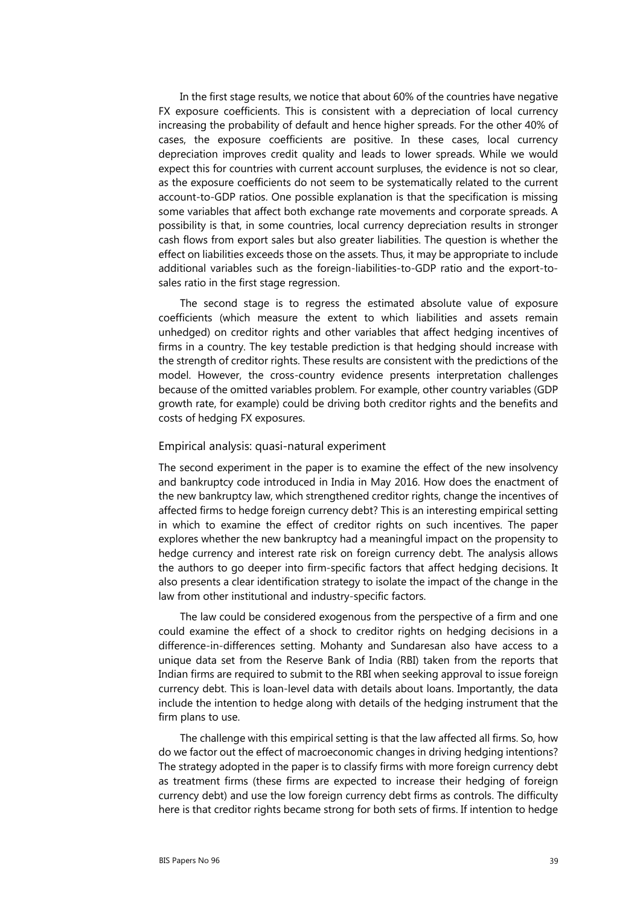In the first stage results, we notice that about 60% of the countries have negative FX exposure coefficients. This is consistent with a depreciation of local currency increasing the probability of default and hence higher spreads. For the other 40% of cases, the exposure coefficients are positive. In these cases, local currency depreciation improves credit quality and leads to lower spreads. While we would expect this for countries with current account surpluses, the evidence is not so clear, as the exposure coefficients do not seem to be systematically related to the current account-to-GDP ratios. One possible explanation is that the specification is missing some variables that affect both exchange rate movements and corporate spreads. A possibility is that, in some countries, local currency depreciation results in stronger cash flows from export sales but also greater liabilities. The question is whether the effect on liabilities exceeds those on the assets. Thus, it may be appropriate to include additional variables such as the foreign-liabilities-to-GDP ratio and the export-to-sales ratio in the first stage regression.

The second stage is to regress the estimated absolute value of exposure coefficients (which measure the extent to which liabilities and assets remain unhedged) on creditor rights and other variables that affect hedging incentives of firms in a country. The key testable prediction is that hedging should increase with the strength of creditor rights. These results are consistent with the predictions of the model. However, the cross-country evidence presents interpretation challenges because of the omitted variables problem. For example, other country variables (GDP growth rate, for example) could be driving both creditor rights and the benefits and costs of hedging FX exposures.

## Empirical analysis: quasi-natural experiment

The second experiment in the paper is to examine the effect of the new insolvency and bankruptcy code introduced in India in May 2016. How does the enactment of the new bankruptcy law, which strengthened creditor rights, change the incentives of affected firms to hedge foreign currency debt? This is an interesting empirical setting in which to examine the effect of creditor rights on such incentives. The paper explores whether the new bankruptcy had a meaningful impact on the propensity to hedge currency and interest rate risk on foreign currency debt. The analysis allows the authors to go deeper into firm-specific factors that affect hedging decisions. It also presents a clear identification strategy to isolate the impact of the change in the law from other institutional and industry-specific factors.

The law could be considered exogenous from the perspective of a firm and one could examine the effect of a shock to creditor rights on hedging decisions in a difference-in-differences setting. Mohanty and Sundaresan also have access to a unique data set from the Reserve Bank of India (RBI) taken from the reports that Indian firms are required to submit to the RBI when seeking approval to issue foreign currency debt. This is loan-level data with details about loans. Importantly, the data include the intention to hedge along with details of the hedging instrument that the firm plans to use.

The challenge with this empirical setting is that the law affected all firms. So, how do we factor out the effect of macroeconomic changes in driving hedging intentions? The strategy adopted in the paper is to classify firms with more foreign currency debt as treatment firms (these firms are expected to increase their hedging of foreign currency debt) and use the low foreign currency debt firms as controls. The difficulty here is that creditor rights became strong for both sets of firms. If intention to hedge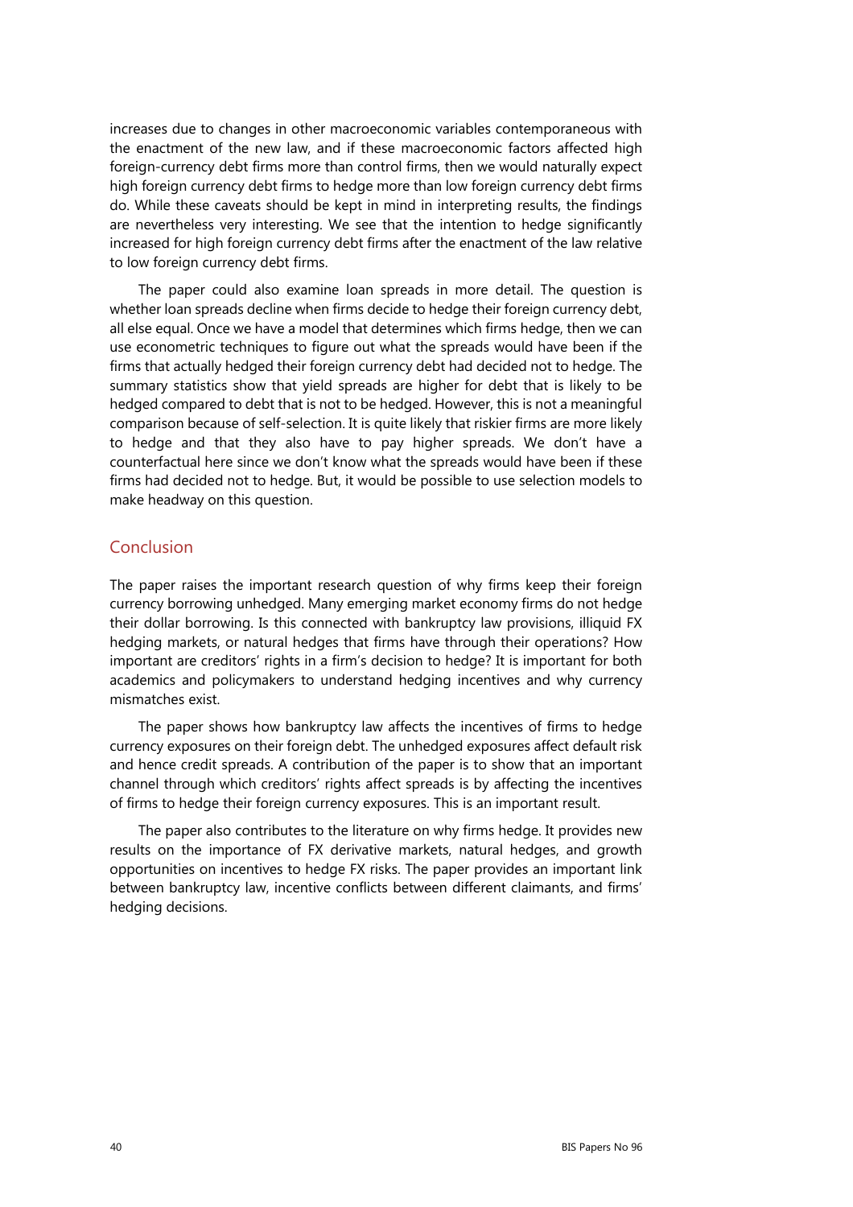increases due to changes in other macroeconomic variables contemporaneous with the enactment of the new law, and if these macroeconomic factors affected high foreign-currency debt firms more than control firms, then we would naturally expect high foreign currency debt firms to hedge more than low foreign currency debt firms do. While these caveats should be kept in mind in interpreting results, the findings are nevertheless very interesting. We see that the intention to hedge significantly increased for high foreign currency debt firms after the enactment of the law relative to low foreign currency debt firms.

The paper could also examine loan spreads in more detail. The question is whether loan spreads decline when firms decide to hedge their foreign currency debt, all else equal. Once we have a model that determines which firms hedge, then we can use econometric techniques to figure out what the spreads would have been if the firms that actually hedged their foreign currency debt had decided not to hedge. The summary statistics show that yield spreads are higher for debt that is likely to be hedged compared to debt that is not to be hedged. However, this is not a meaningful comparison because of self-selection. It is quite likely that riskier firms are more likely to hedge and that they also have to pay higher spreads. We don't have a counterfactual here since we don't know what the spreads would have been if these firms had decided not to hedge. But, it would be possible to use selection models to make headway on this question.

## Conclusion

The paper raises the important research question of why firms keep their foreign currency borrowing unhedged. Many emerging market economy firms do not hedge their dollar borrowing. Is this connected with bankruptcy law provisions, illiquid FX hedging markets, or natural hedges that firms have through their operations? How important are creditors' rights in a firm's decision to hedge? It is important for both academics and policymakers to understand hedging incentives and why currency mismatches exist.

The paper shows how bankruptcy law affects the incentives of firms to hedge currency exposures on their foreign debt. The unhedged exposures affect default risk and hence credit spreads. A contribution of the paper is to show that an important channel through which creditors' rights affect spreads is by affecting the incentives of firms to hedge their foreign currency exposures. This is an important result.

The paper also contributes to the literature on why firms hedge. It provides new results on the importance of FX derivative markets, natural hedges, and growth opportunities on incentives to hedge FX risks. The paper provides an important link between bankruptcy law, incentive conflicts between different claimants, and firms' hedging decisions.